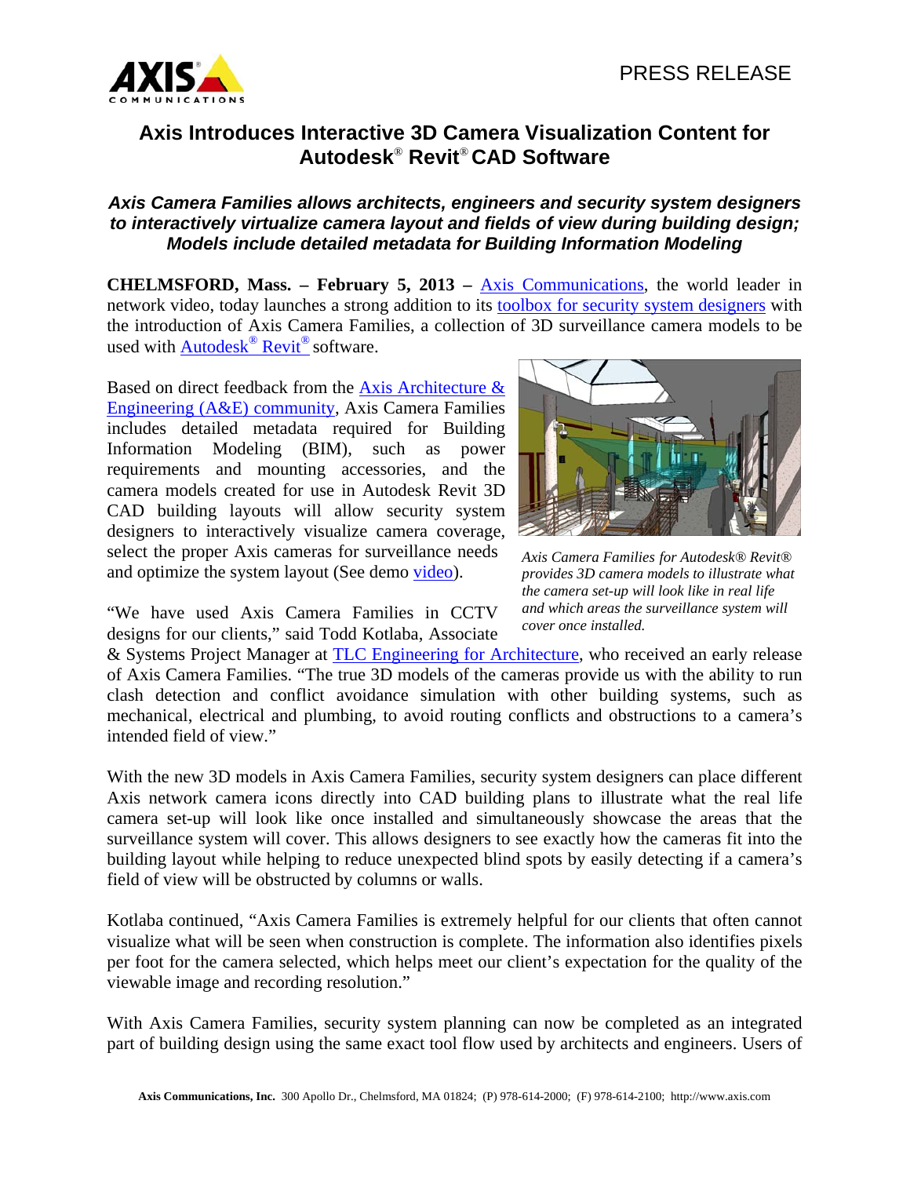PRESS RELEASE

# Axis Introduces Interactive 3D Camera Visualization Content for Autodesk® Revit® CAD Software

### *Axis Camera Families allows architects, engineers and security system designers to interactively virtualize camera layout and fields of view during building design; Models include detailed metadata for Building Information Modeling*

**CHELMSFORD, Mass. – February 5, 2013 –** Axis Communications, the world leader in network video, today launches a strong addition to its toolbox for security system designers with the introduction of Axis Camera Families, a collection of 3D surveillance camera models to be used with Autodesk® Revit® software.

Based on direct feedback from the Axis Architecture & Engineering (A&E) community, Axis Camera Families includes detailed metadata required for Building Information Modeling (BIM), such as power requirements and mounting accessories, and the camera models created for use in Autodesk Revit 3D CAD building layouts will allow security system designers to interactively visualize camera coverage, select the proper Axis cameras for surveillance needs and optimize the system layout (See demo video).

*Axis Camera Families for Autodesk® Revit® provides 3D camera models to illustrate what the camera set-up will look like in real life and which areas the surveillance system will cover once installed.*

"We have used Axis Camera Families in CCTV designs for our clients," said Todd Kotlaba, Associate & Systems Project Manager at TLC Engineering for Architecture, who received an early release of Axis Camera Families. "The true 3D models of the cameras provide us with the ability to run clash detection and conflict avoidance simulation with other building systems, such as mechanical, electrical and plumbing, to avoid routing conflicts and obstructions to a camera's intended field of view."

With the new 3D models in Axis Camera Families, security system designers can place different Axis network camera icons directly into CAD building plans to illustrate what the real life camera set-up will look like once installed and simultaneously showcase the areas that the surveillance system will cover. This allows designers to see exactly how the cameras fit into the building layout while helping to reduce unexpected blind spots by easily detecting if a camera's field of view will be obstructed by columns or walls.

Kotlaba continued, "Axis Camera Families is extremely helpful for our clients that often cannot visualize what will be seen when construction is complete. The information also identifies pixels per foot for the camera selected, which helps meet our client's expectation for the quality of the viewable image and recording resolution."

With Axis Camera Families, security system planning can now be completed as an integrated part of building design using the same exact tool flow used by architects and engineers. Users of

**Axis Communications, Inc.** 300 Apollo Dr., Chelmsford, MA 01824; (P) 978-614-2000; (F) 978-614-2100; http://www.axis.com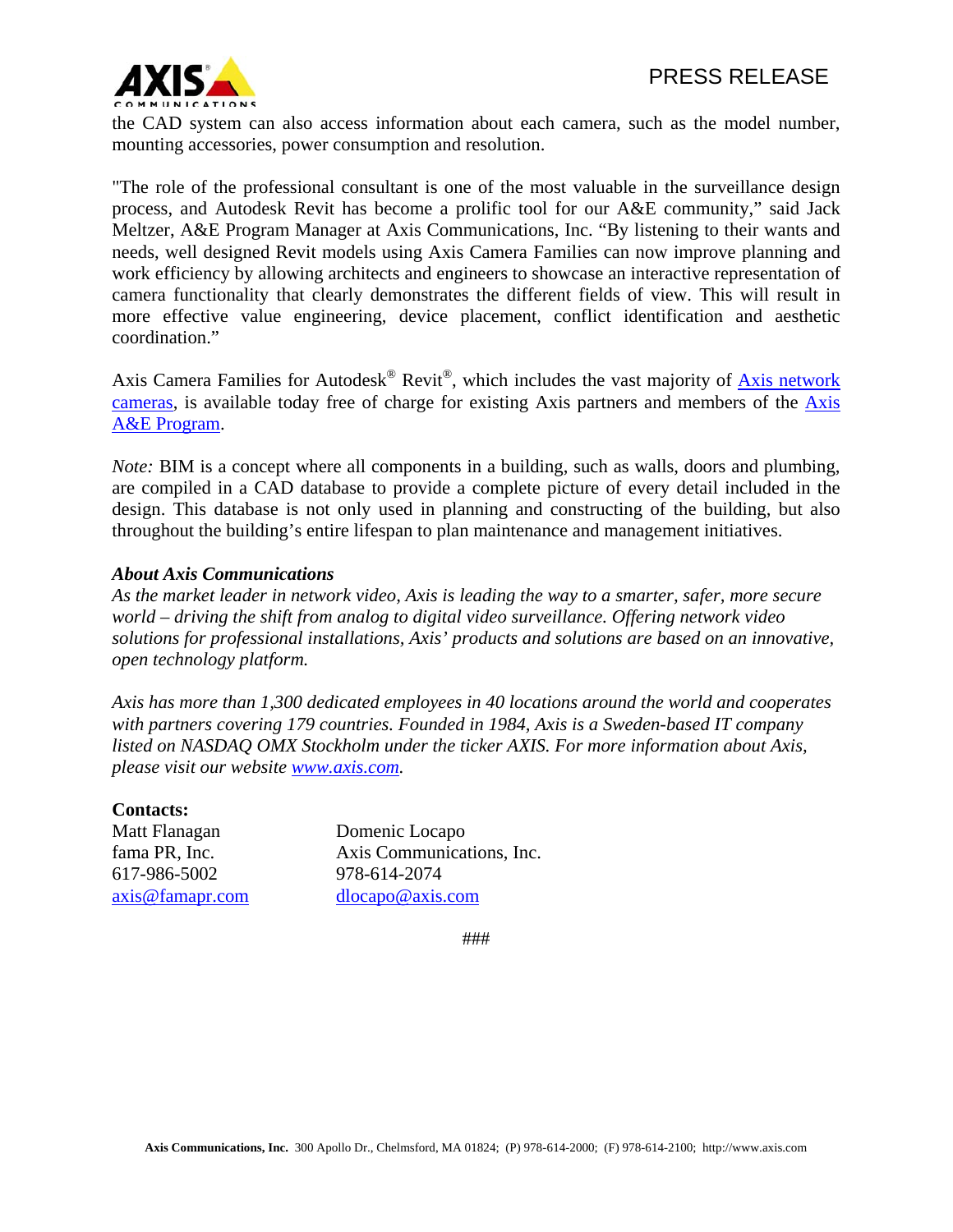the CAD system can also access information about each camera, such as the model number, mounting accessories, power consumption and resolution.

"The role of the professional consultant is one of the most valuable in the surveillance design process, and Autodesk Revit has become a prolific tool for our A&E community," said Jack Meltzer, A&E Program Manager at Axis Communications, Inc. "By listening to their wants and needs, well designed Revit models using Axis Camera Families can now improve planning and work efficiency by allowing architects and engineers to showcase an interactive representation of camera functionality that clearly demonstrates the different fields of view. This will result in more effective value engineering, device placement, conflict identification and aesthetic coordination."

Axis Camera Families for Autodesk® Revit®, which includes the vast majority of Axis network cameras, is available today free of charge for existing Axis partners and members of the Axis A&E Program.

*Note:* BIM is a concept where all components in a building, such as walls, doors and plumbing, are compiled in a CAD database to provide a complete picture of every detail included in the design. This database is not only used in planning and constructing of the building, but also throughout the building's entire lifespan to plan maintenance and management initiatives.

***About Axis Communications***

*As the market leader in network video, Axis is leading the way to a smarter, safer, more secure world – driving the shift from analog to digital video surveillance. Offering network video solutions for professional installations, Axis' products and solutions are based on an innovative, open technology platform.*

*Axis has more than 1,300 dedicated employees in 40 locations around the world and cooperates with partners covering 179 countries. Founded in 1984, Axis is a Sweden-based IT company listed on NASDAQ OMX Stockholm under the ticker AXIS. For more information about Axis, please visit our website www.axis.com.*

**Contacts:**

Matt Flanagan
fama PR, Inc.
617-986-5002
axis@famapr.com

Domenic Locapo
Axis Communications, Inc.
978-614-2074
dlocapo@axis.com

###

**Axis Communications, Inc.** 300 Apollo Dr., Chelmsford, MA 01824; (P) 978-614-2000; (F) 978-614-2100; http://www.axis.com